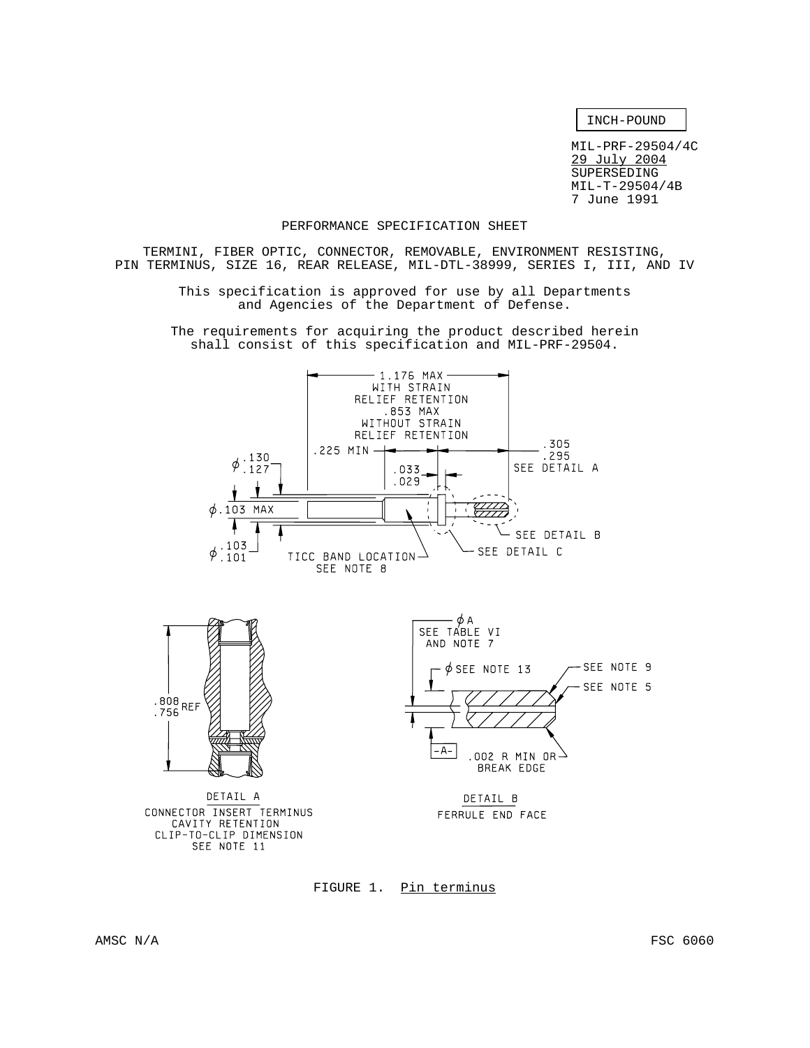INCH-POUND

MIL-PRF-29504/4C
29 July 2004
SUPERSEDING
MIL-T-29504/4B
7 June 1991

PERFORMANCE SPECIFICATION SHEET

TERMINI, FIBER OPTIC, CONNECTOR, REMOVABLE, ENVIRONMENT RESISTING, PIN TERMINUS, SIZE 16, REAR RELEASE, MIL-DTL-38999, SERIES I, III, AND IV

This specification is approved for use by all Departments and Agencies of the Department of Defense.

The requirements for acquiring the product described herein shall consist of this specification and MIL-PRF-29504.

1.176 MAX WITH STRAIN RELIEF RETENTION
.853 MAX WITHOUT STRAIN RELIEF RETENTION
.225 MIN
.305 .295 SEE DETAIL A
ϕ .130 .127
.033 .029
ϕ .103 MAX
SEE DETAIL B
ϕ .103 .101
TICC BAND LOCATION SEE NOTE 8
SEE DETAIL C

.808 .756 REF

DETAIL A
CONNECTOR INSERT TERMINUS CAVITY RETENTION CLIP-TO-CLIP DIMENSION SEE NOTE 11

ϕ A SEE TABLE VI AND NOTE 7
ϕ SEE NOTE 13
SEE NOTE 9
SEE NOTE 5
-A-
.002 R MIN OR BREAK EDGE

DETAIL B
FERRULE END FACE

FIGURE 1. Pin terminus

AMSC N/A

FSC 6060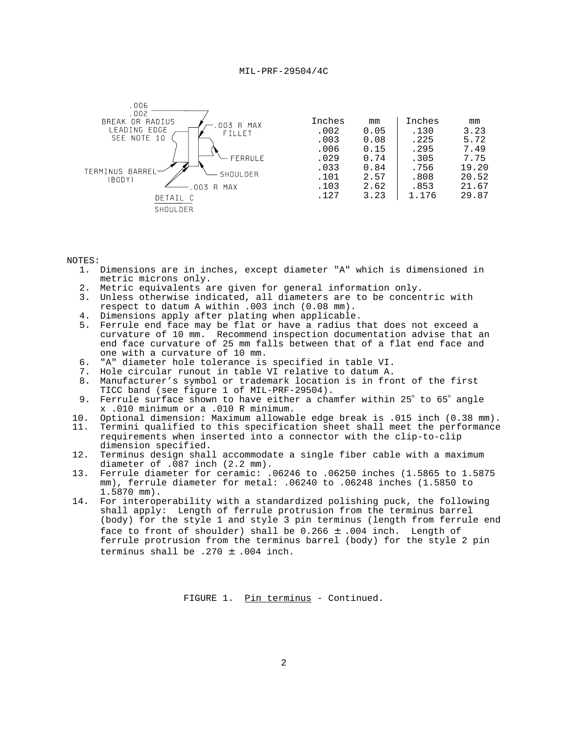.006
.002
BREAK OR RADIUS
LEADING EDGE
SEE NOTE 10

.003 R MAX
FILLET

FERRULE

TERMINUS BARREL
(BODY)

SHOULDER

.003 R MAX

DETAIL C
SHOULDER

| Inches | mm | Inches | mm |
|---|---|---|---|
| .002 | 0.05 | .130 | 3.23 |
| .003 | 0.08 | .225 | 5.72 |
| .006 | 0.15 | .295 | 7.49 |
| .029 | 0.74 | .305 | 7.75 |
| .033 | 0.84 | .756 | 19.20 |
| .101 | 2.57 | .808 | 20.52 |
| .103 | 2.62 | .853 | 21.67 |
| .127 | 3.23 | 1.176 | 29.87 |

NOTES:

1. Dimensions are in inches, except diameter "A" which is dimensioned in metric microns only.
2. Metric equivalents are given for general information only.
3. Unless otherwise indicated, all diameters are to be concentric with respect to datum A within .003 inch (0.08 mm).
4. Dimensions apply after plating when applicable.
5. Ferrule end face may be flat or have a radius that does not exceed a curvature of 10 mm. Recommend inspection documentation advise that an end face curvature of 25 mm falls between that of a flat end face and one with a curvature of 10 mm.
6. "A" diameter hole tolerance is specified in table VI.
7. Hole circular runout in table VI relative to datum A.
8. Manufacturer's symbol or trademark location is in front of the first TICC band (see figure 1 of MIL-PRF-29504).
9. Ferrule surface shown to have either a chamfer within 25° to 65° angle x .010 minimum or a .010 R minimum.
10. Optional dimension: Maximum allowable edge break is .015 inch (0.38 mm).
11. Termini qualified to this specification sheet shall meet the performance requirements when inserted into a connector with the clip-to-clip dimension specified.
12. Terminus design shall accommodate a single fiber cable with a maximum diameter of .087 inch (2.2 mm).
13. Ferrule diameter for ceramic: .06246 to .06250 inches (1.5865 to 1.5875 mm), ferrule diameter for metal: .06240 to .06248 inches (1.5850 to 1.5870 mm).
14. For interoperability with a standardized polishing puck, the following shall apply: Length of ferrule protrusion from the terminus barrel (body) for the style 1 and style 3 pin terminus (length from ferrule end face to front of shoulder) shall be 0.266 ± .004 inch. Length of ferrule protrusion from the terminus barrel (body) for the style 2 pin terminus shall be .270 ± .004 inch.

FIGURE 1. Pin terminus - Continued.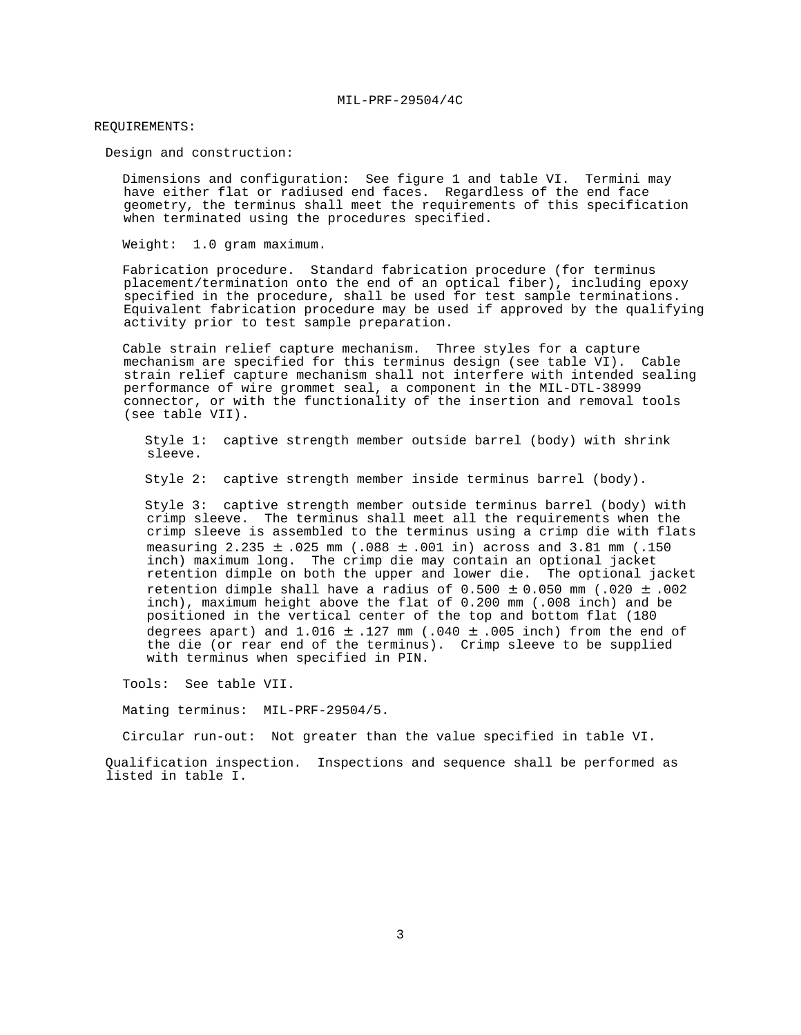REQUIREMENTS:

Design and construction:

Dimensions and configuration: See figure 1 and table VI. Termini may have either flat or radiused end faces. Regardless of the end face geometry, the terminus shall meet the requirements of this specification when terminated using the procedures specified.

Weight: 1.0 gram maximum.

Fabrication procedure. Standard fabrication procedure (for terminus placement/termination onto the end of an optical fiber), including epoxy specified in the procedure, shall be used for test sample terminations. Equivalent fabrication procedure may be used if approved by the qualifying activity prior to test sample preparation.

Cable strain relief capture mechanism. Three styles for a capture mechanism are specified for this terminus design (see table VI). Cable strain relief capture mechanism shall not interfere with intended sealing performance of wire grommet seal, a component in the MIL-DTL-38999 connector, or with the functionality of the insertion and removal tools (see table VII).

Style 1: captive strength member outside barrel (body) with shrink sleeve.

Style 2: captive strength member inside terminus barrel (body).

Style 3: captive strength member outside terminus barrel (body) with crimp sleeve. The terminus shall meet all the requirements when the crimp sleeve is assembled to the terminus using a crimp die with flats measuring 2.235 ± .025 mm (.088 ± .001 in) across and 3.81 mm (.150 inch) maximum long. The crimp die may contain an optional jacket retention dimple on both the upper and lower die. The optional jacket retention dimple shall have a radius of 0.500 ± 0.050 mm (.020 ± .002 inch), maximum height above the flat of 0.200 mm (.008 inch) and be positioned in the vertical center of the top and bottom flat (180 degrees apart) and 1.016 ± .127 mm (.040 ± .005 inch) from the end of the die (or rear end of the terminus). Crimp sleeve to be supplied with terminus when specified in PIN.

Tools: See table VII.

Mating terminus: MIL-PRF-29504/5.

Circular run-out: Not greater than the value specified in table VI.

Qualification inspection. Inspections and sequence shall be performed as listed in table I.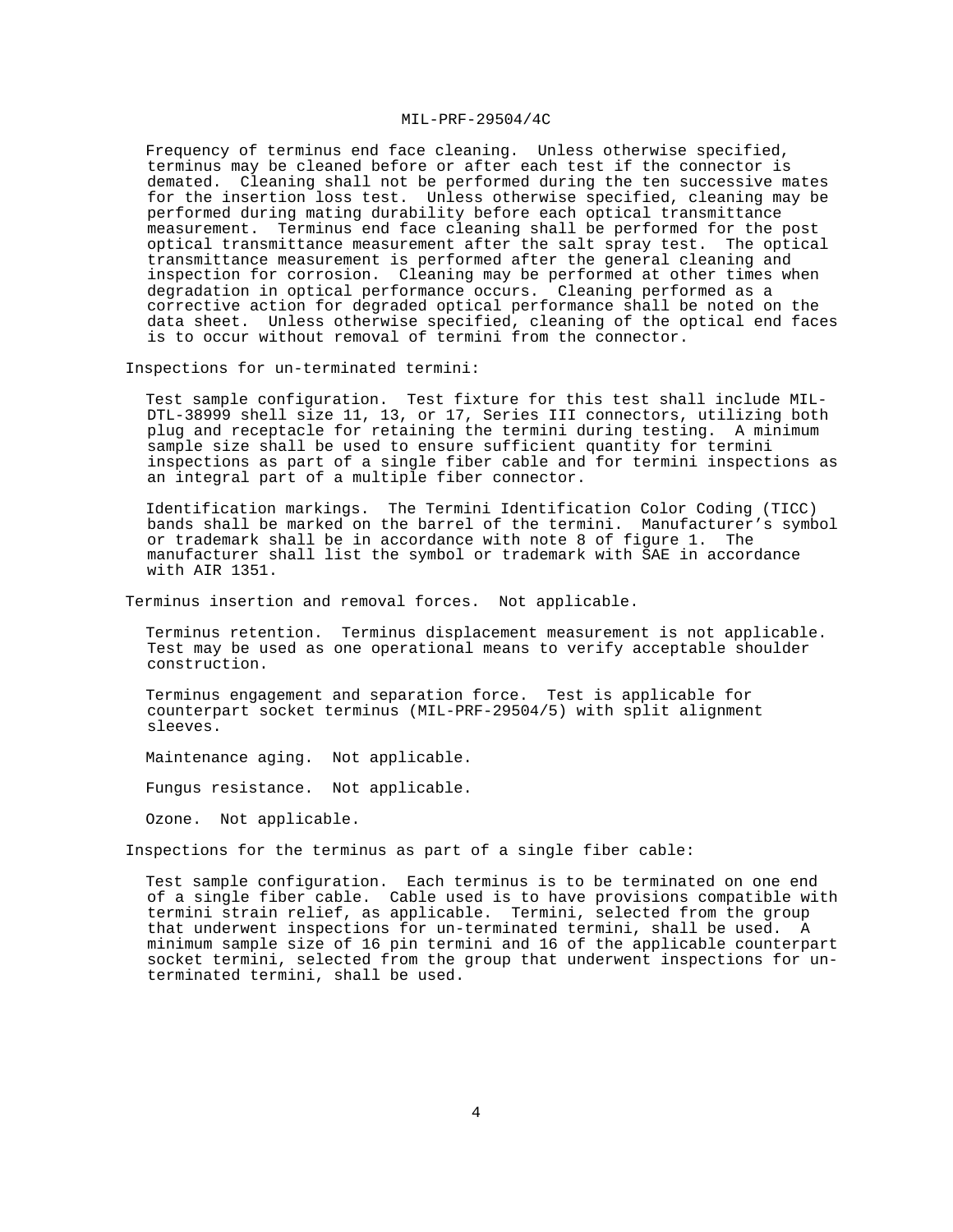Frequency of terminus end face cleaning. Unless otherwise specified, terminus may be cleaned before or after each test if the connector is demated. Cleaning shall not be performed during the ten successive mates for the insertion loss test. Unless otherwise specified, cleaning may be performed during mating durability before each optical transmittance measurement. Terminus end face cleaning shall be performed for the post optical transmittance measurement after the salt spray test. The optical transmittance measurement is performed after the general cleaning and inspection for corrosion. Cleaning may be performed at other times when degradation in optical performance occurs. Cleaning performed as a corrective action for degraded optical performance shall be noted on the data sheet. Unless otherwise specified, cleaning of the optical end faces is to occur without removal of termini from the connector.

Inspections for un-terminated termini:

Test sample configuration. Test fixture for this test shall include MIL-DTL-38999 shell size 11, 13, or 17, Series III connectors, utilizing both plug and receptacle for retaining the termini during testing. A minimum sample size shall be used to ensure sufficient quantity for termini inspections as part of a single fiber cable and for termini inspections as an integral part of a multiple fiber connector.

Identification markings. The Termini Identification Color Coding (TICC) bands shall be marked on the barrel of the termini. Manufacturer's symbol or trademark shall be in accordance with note 8 of figure 1. The manufacturer shall list the symbol or trademark with SAE in accordance with AIR 1351.

Terminus insertion and removal forces. Not applicable.

Terminus retention. Terminus displacement measurement is not applicable. Test may be used as one operational means to verify acceptable shoulder construction.

Terminus engagement and separation force. Test is applicable for counterpart socket terminus (MIL-PRF-29504/5) with split alignment sleeves.

Maintenance aging. Not applicable.

Fungus resistance. Not applicable.

Ozone. Not applicable.

Inspections for the terminus as part of a single fiber cable:

Test sample configuration. Each terminus is to be terminated on one end of a single fiber cable. Cable used is to have provisions compatible with termini strain relief, as applicable. Termini, selected from the group that underwent inspections for un-terminated termini, shall be used. A minimum sample size of 16 pin termini and 16 of the applicable counterpart socket termini, selected from the group that underwent inspections for un-terminated termini, shall be used.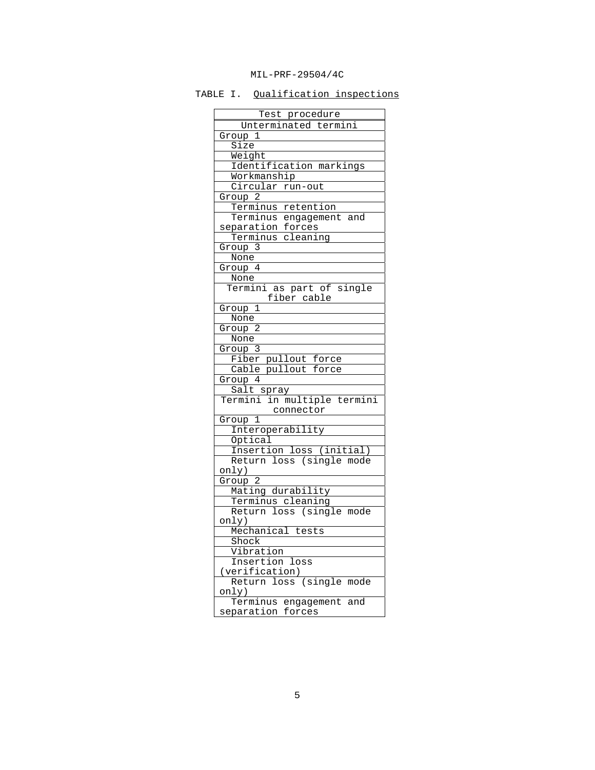TABLE I. Qualification inspections

| Test procedure |
|---|
| **Unterminated termini** |
| Group 1 |
| Size |
| Weight |
| Identification markings |
| Workmanship |
| Circular run-out |
| Group 2 |
| Terminus retention |
| Terminus engagement and separation forces |
| Terminus cleaning |
| Group 3 |
| None |
| Group 4 |
| None |
| **Termini as part of single fiber cable** |
| Group 1 |
| None |
| Group 2 |
| None |
| Group 3 |
| Fiber pullout force |
| Cable pullout force |
| Group 4 |
| Salt spray |
| **Termini in multiple termini connector** |
| Group 1 |
| Interoperability |
| Optical |
| Insertion loss (initial) |
| Return loss (single mode only) |
| Group 2 |
| Mating durability |
| Terminus cleaning |
| Return loss (single mode only) |
| Mechanical tests |
| Shock |
| Vibration |
| Insertion loss (verification) |
| Return loss (single mode only) |
| Terminus engagement and separation forces |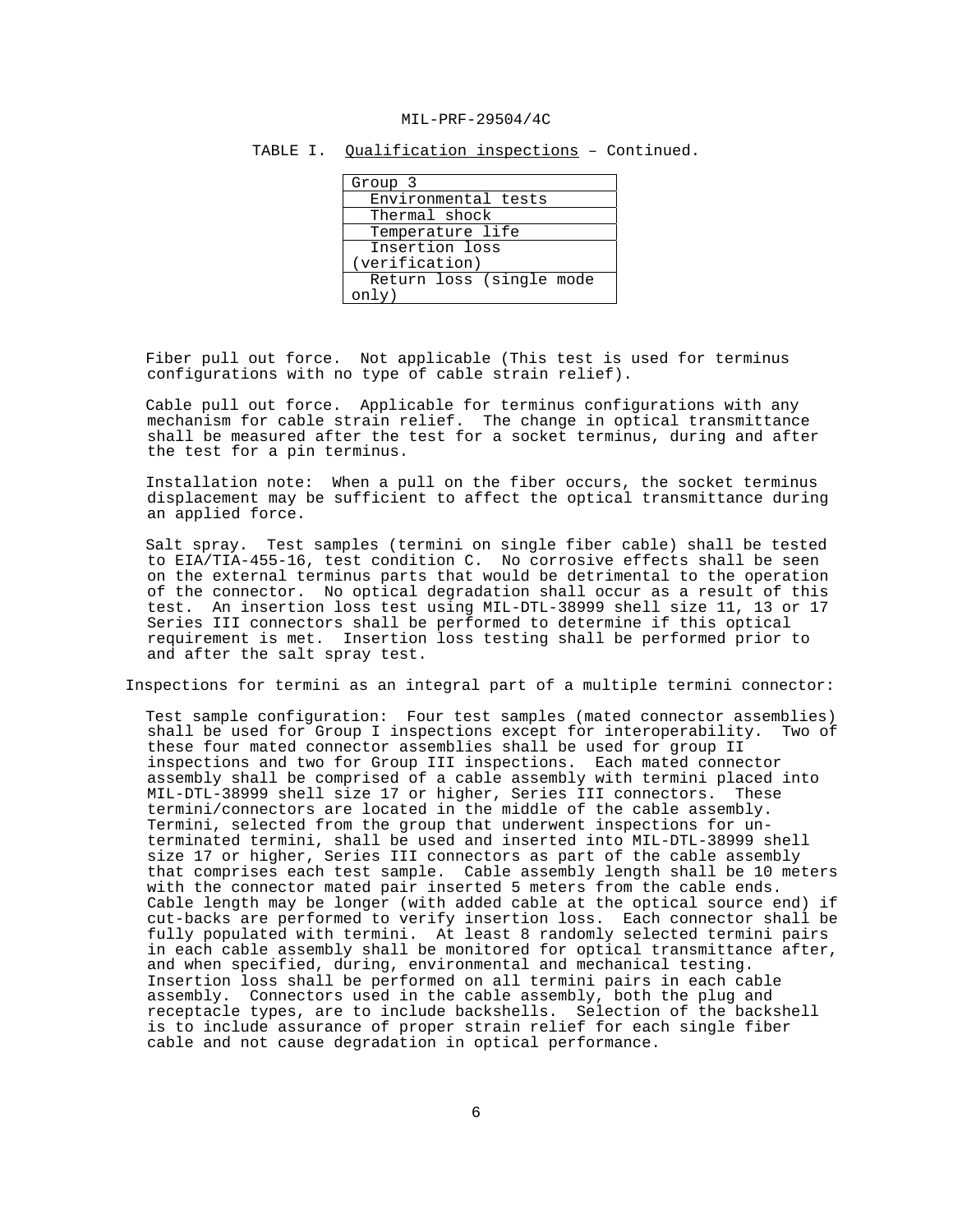TABLE I. Qualification inspections – Continued.

| Group 3 |
|---|
| Environmental tests |
| Thermal shock |
| Temperature life |
| Insertion loss (verification) |
| Return loss (single mode only) |

Fiber pull out force. Not applicable (This test is used for terminus configurations with no type of cable strain relief).

Cable pull out force. Applicable for terminus configurations with any mechanism for cable strain relief. The change in optical transmittance shall be measured after the test for a socket terminus, during and after the test for a pin terminus.

Installation note: When a pull on the fiber occurs, the socket terminus displacement may be sufficient to affect the optical transmittance during an applied force.

Salt spray. Test samples (termini on single fiber cable) shall be tested to EIA/TIA-455-16, test condition C. No corrosive effects shall be seen on the external terminus parts that would be detrimental to the operation of the connector. No optical degradation shall occur as a result of this test. An insertion loss test using MIL-DTL-38999 shell size 11, 13 or 17 Series III connectors shall be performed to determine if this optical requirement is met. Insertion loss testing shall be performed prior to and after the salt spray test.

Inspections for termini as an integral part of a multiple termini connector:

Test sample configuration: Four test samples (mated connector assemblies) shall be used for Group I inspections except for interoperability. Two of these four mated connector assemblies shall be used for group II inspections and two for Group III inspections. Each mated connector assembly shall be comprised of a cable assembly with termini placed into MIL-DTL-38999 shell size 17 or higher, Series III connectors. These termini/connectors are located in the middle of the cable assembly. Termini, selected from the group that underwent inspections for un-terminated termini, shall be used and inserted into MIL-DTL-38999 shell size 17 or higher, Series III connectors as part of the cable assembly that comprises each test sample. Cable assembly length shall be 10 meters with the connector mated pair inserted 5 meters from the cable ends. Cable length may be longer (with added cable at the optical source end) if cut-backs are performed to verify insertion loss. Each connector shall be fully populated with termini. At least 8 randomly selected termini pairs in each cable assembly shall be monitored for optical transmittance after, and when specified, during, environmental and mechanical testing. Insertion loss shall be performed on all termini pairs in each cable assembly. Connectors used in the cable assembly, both the plug and receptacle types, are to include backshells. Selection of the backshell is to include assurance of proper strain relief for each single fiber cable and not cause degradation in optical performance.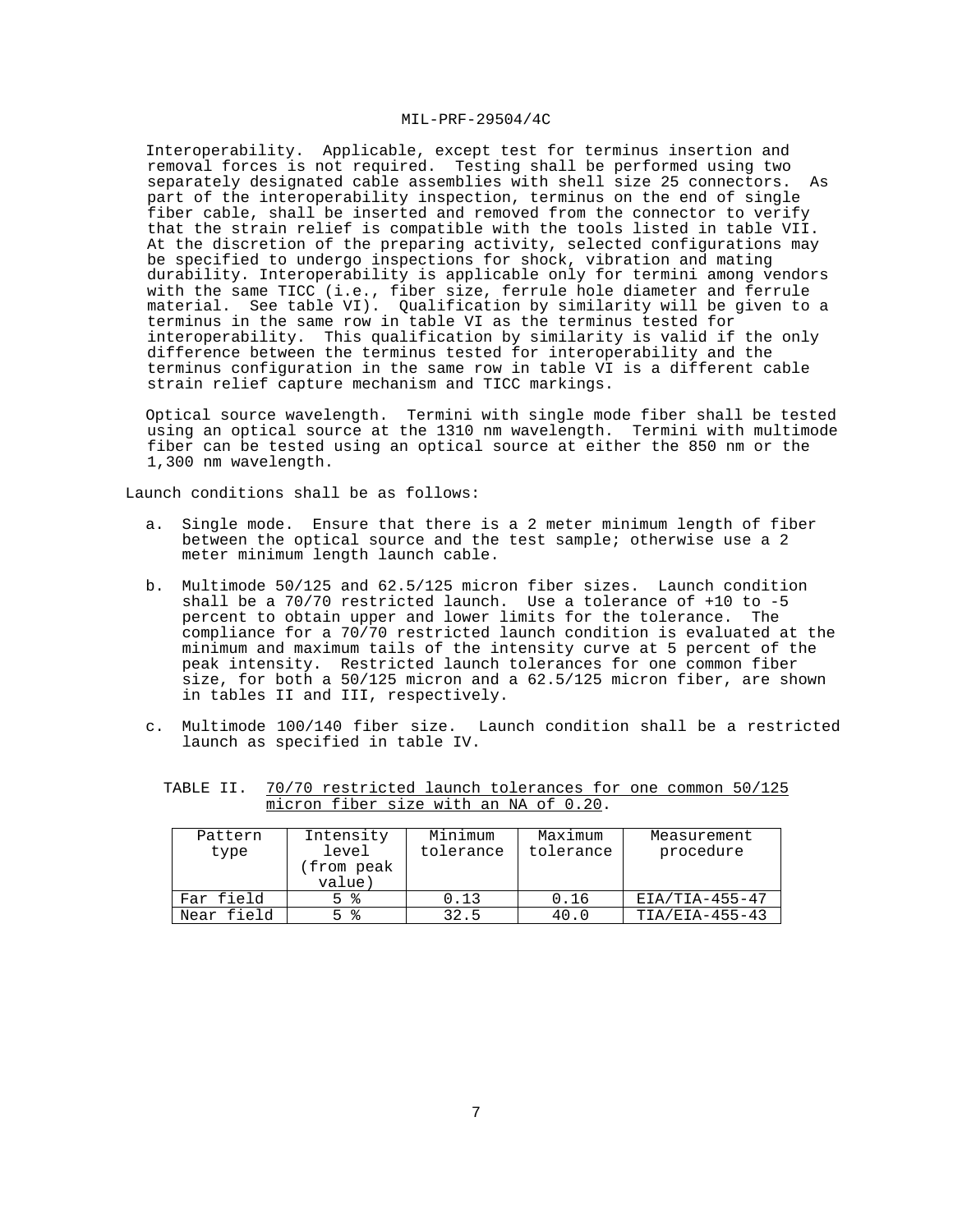Interoperability. Applicable, except test for terminus insertion and removal forces is not required. Testing shall be performed using two separately designated cable assemblies with shell size 25 connectors. As part of the interoperability inspection, terminus on the end of single fiber cable, shall be inserted and removed from the connector to verify that the strain relief is compatible with the tools listed in table VII. At the discretion of the preparing activity, selected configurations may be specified to undergo inspections for shock, vibration and mating durability. Interoperability is applicable only for termini among vendors with the same TICC (i.e., fiber size, ferrule hole diameter and ferrule material. See table VI). Qualification by similarity will be given to a terminus in the same row in table VI as the terminus tested for interoperability. This qualification by similarity is valid if the only difference between the terminus tested for interoperability and the terminus configuration in the same row in table VI is a different cable strain relief capture mechanism and TICC markings.

Optical source wavelength. Termini with single mode fiber shall be tested using an optical source at the 1310 nm wavelength. Termini with multimode fiber can be tested using an optical source at either the 850 nm or the 1,300 nm wavelength.

Launch conditions shall be as follows:

a. Single mode. Ensure that there is a 2 meter minimum length of fiber between the optical source and the test sample; otherwise use a 2 meter minimum length launch cable.

b. Multimode 50/125 and 62.5/125 micron fiber sizes. Launch condition shall be a 70/70 restricted launch. Use a tolerance of +10 to -5 percent to obtain upper and lower limits for the tolerance. The compliance for a 70/70 restricted launch condition is evaluated at the minimum and maximum tails of the intensity curve at 5 percent of the peak intensity. Restricted launch tolerances for one common fiber size, for both a 50/125 micron and a 62.5/125 micron fiber, are shown in tables II and III, respectively.

c. Multimode 100/140 fiber size. Launch condition shall be a restricted launch as specified in table IV.

TABLE II. 70/70 restricted launch tolerances for one common 50/125 micron fiber size with an NA of 0.20.

| Pattern type | Intensity level (from peak value) | Minimum tolerance | Maximum tolerance | Measurement procedure |
|---|---|---|---|---|
| Far field | 5 % | 0.13 | 0.16 | EIA/TIA-455-47 |
| Near field | 5 % | 32.5 | 40.0 | TIA/EIA-455-43 |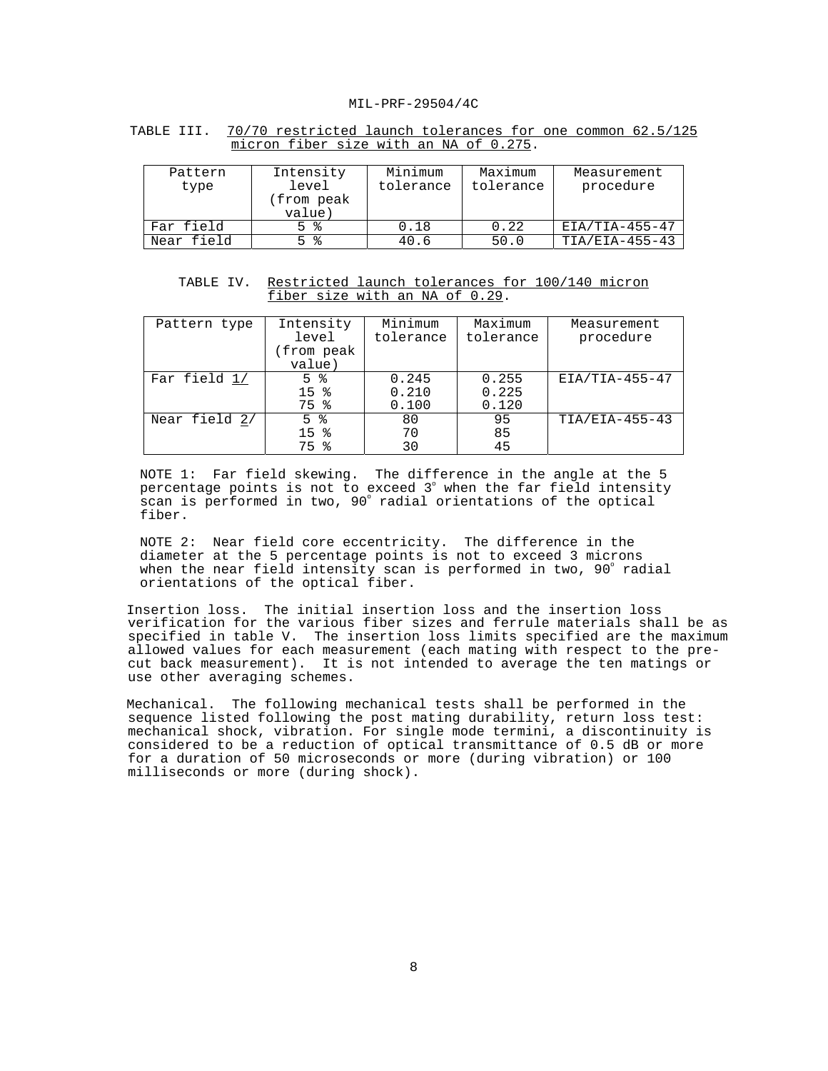TABLE III. 70/70 restricted launch tolerances for one common 62.5/125 micron fiber size with an NA of 0.275.

| Pattern type | Intensity level (from peak value) | Minimum tolerance | Maximum tolerance | Measurement procedure |
|---|---|---|---|---|
| Far field | 5 % | 0.18 | 0.22 | EIA/TIA-455-47 |
| Near field | 5 % | 40.6 | 50.0 | TIA/EIA-455-43 |

TABLE IV. Restricted launch tolerances for 100/140 micron fiber size with an NA of 0.29.

| Pattern type | Intensity level (from peak value) | Minimum tolerance | Maximum tolerance | Measurement procedure |
|---|---|---|---|---|
| Far field 1/ | 5 %<br>15 %<br>75 % | 0.245<br>0.210<br>0.100 | 0.255<br>0.225<br>0.120 | EIA/TIA-455-47 |
| Near field 2/ | 5 %<br>15 %<br>75 % | 80<br>70<br>30 | 95<br>85<br>45 | TIA/EIA-455-43 |

NOTE 1: Far field skewing. The difference in the angle at the 5 percentage points is not to exceed 3° when the far field intensity scan is performed in two, 90° radial orientations of the optical fiber.

NOTE 2: Near field core eccentricity. The difference in the diameter at the 5 percentage points is not to exceed 3 microns when the near field intensity scan is performed in two, 90° radial orientations of the optical fiber.

Insertion loss. The initial insertion loss and the insertion loss verification for the various fiber sizes and ferrule materials shall be as specified in table V. The insertion loss limits specified are the maximum allowed values for each measurement (each mating with respect to the pre-cut back measurement). It is not intended to average the ten matings or use other averaging schemes.

Mechanical. The following mechanical tests shall be performed in the sequence listed following the post mating durability, return loss test: mechanical shock, vibration. For single mode termini, a discontinuity is considered to be a reduction of optical transmittance of 0.5 dB or more for a duration of 50 microseconds or more (during vibration) or 100 milliseconds or more (during shock).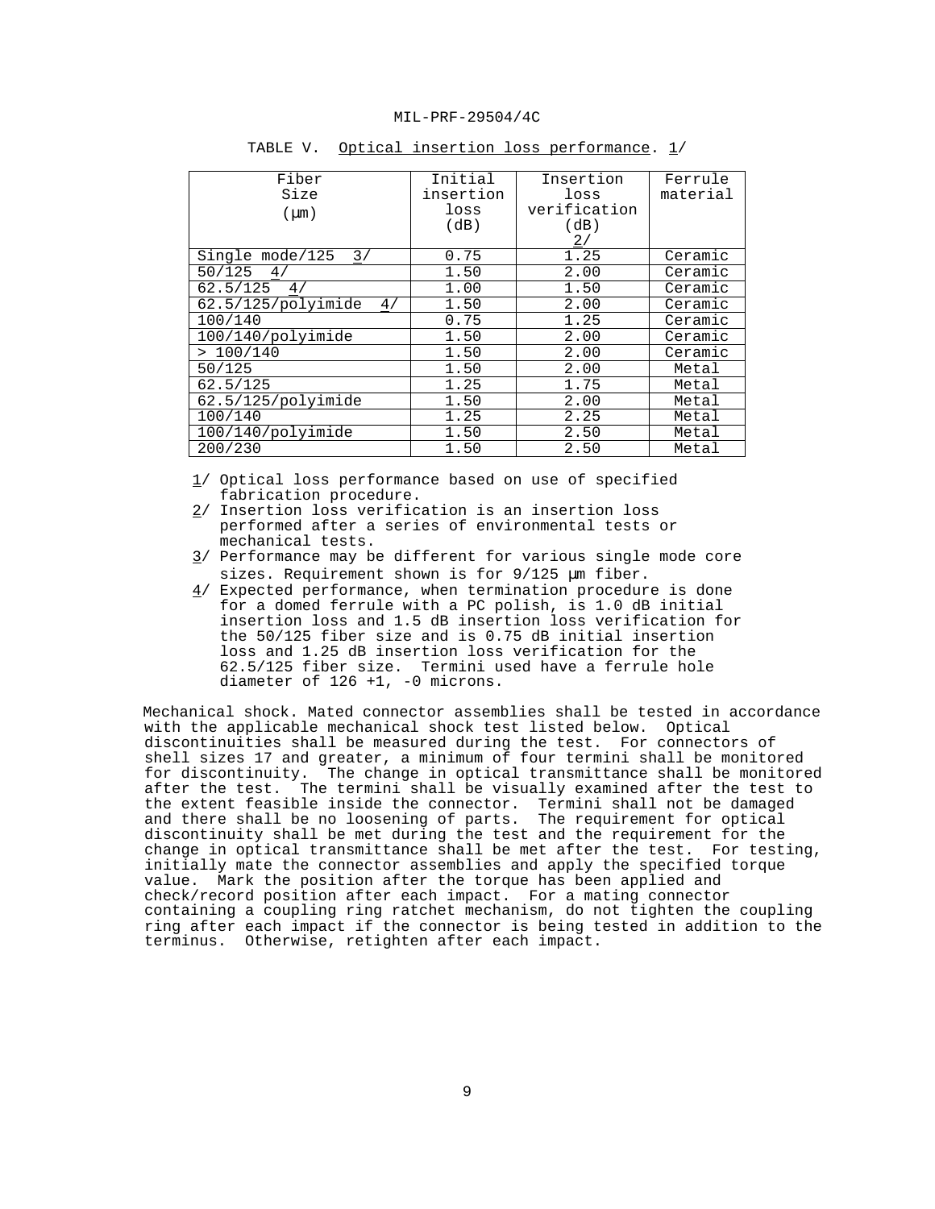TABLE V. Optical insertion loss performance. 1/

| Fiber Size (µm) | Initial insertion loss (dB) | Insertion loss verification (dB) 2/ | Ferrule material |
|---|---|---|---|
| Single mode/125 3/ | 0.75 | 1.25 | Ceramic |
| 50/125 4/ | 1.50 | 2.00 | Ceramic |
| 62.5/125 4/ | 1.00 | 1.50 | Ceramic |
| 62.5/125/polyimide 4/ | 1.50 | 2.00 | Ceramic |
| 100/140 | 0.75 | 1.25 | Ceramic |
| 100/140/polyimide | 1.50 | 2.00 | Ceramic |
| > 100/140 | 1.50 | 2.00 | Ceramic |
| 50/125 | 1.50 | 2.00 | Metal |
| 62.5/125 | 1.25 | 1.75 | Metal |
| 62.5/125/polyimide | 1.50 | 2.00 | Metal |
| 100/140 | 1.25 | 2.25 | Metal |
| 100/140/polyimide | 1.50 | 2.50 | Metal |
| 200/230 | 1.50 | 2.50 | Metal |

1/ Optical loss performance based on use of specified fabrication procedure.

2/ Insertion loss verification is an insertion loss performed after a series of environmental tests or mechanical tests.

3/ Performance may be different for various single mode core sizes. Requirement shown is for 9/125 µm fiber.

4/ Expected performance, when termination procedure is done for a domed ferrule with a PC polish, is 1.0 dB initial insertion loss and 1.5 dB insertion loss verification for the 50/125 fiber size and is 0.75 dB initial insertion loss and 1.25 dB insertion loss verification for the 62.5/125 fiber size. Termini used have a ferrule hole diameter of 126 +1, -0 microns.

Mechanical shock. Mated connector assemblies shall be tested in accordance with the applicable mechanical shock test listed below. Optical discontinuities shall be measured during the test. For connectors of shell sizes 17 and greater, a minimum of four termini shall be monitored for discontinuity. The change in optical transmittance shall be monitored after the test. The termini shall be visually examined after the test to the extent feasible inside the connector. Termini shall not be damaged and there shall be no loosening of parts. The requirement for optical discontinuity shall be met during the test and the requirement for the change in optical transmittance shall be met after the test. For testing, initially mate the connector assemblies and apply the specified torque value. Mark the position after the torque has been applied and check/record position after each impact. For a mating connector containing a coupling ring ratchet mechanism, do not tighten the coupling ring after each impact if the connector is being tested in addition to the terminus. Otherwise, retighten after each impact.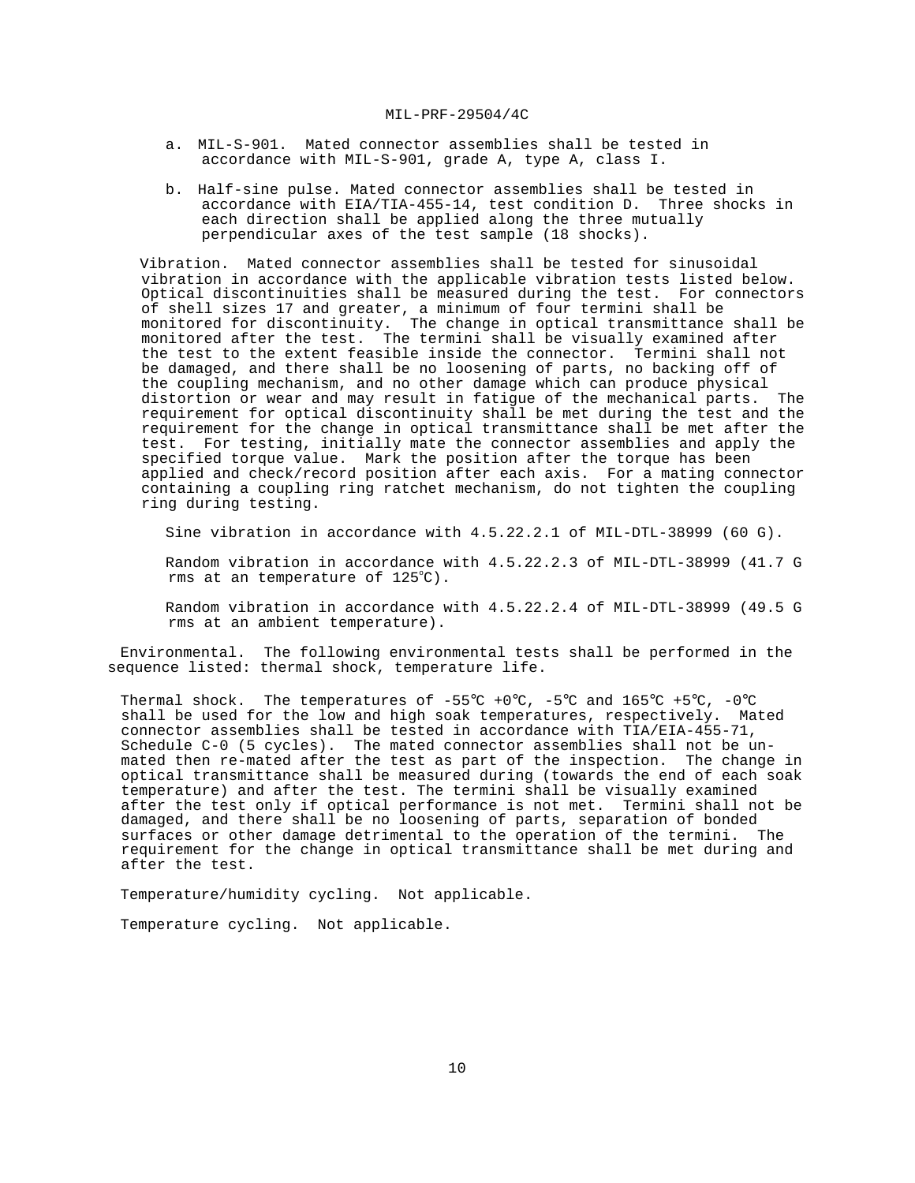a. MIL-S-901. Mated connector assemblies shall be tested in accordance with MIL-S-901, grade A, type A, class I.

b. Half-sine pulse. Mated connector assemblies shall be tested in accordance with EIA/TIA-455-14, test condition D. Three shocks in each direction shall be applied along the three mutually perpendicular axes of the test sample (18 shocks).

Vibration. Mated connector assemblies shall be tested for sinusoidal vibration in accordance with the applicable vibration tests listed below. Optical discontinuities shall be measured during the test. For connectors of shell sizes 17 and greater, a minimum of four termini shall be monitored for discontinuity. The change in optical transmittance shall be monitored after the test. The termini shall be visually examined after the test to the extent feasible inside the connector. Termini shall not be damaged, and there shall be no loosening of parts, no backing off of the coupling mechanism, and no other damage which can produce physical distortion or wear and may result in fatigue of the mechanical parts. The requirement for optical discontinuity shall be met during the test and the requirement for the change in optical transmittance shall be met after the test. For testing, initially mate the connector assemblies and apply the specified torque value. Mark the position after the torque has been applied and check/record position after each axis. For a mating connector containing a coupling ring ratchet mechanism, do not tighten the coupling ring during testing.

Sine vibration in accordance with 4.5.22.2.1 of MIL-DTL-38999 (60 G).

Random vibration in accordance with 4.5.22.2.3 of MIL-DTL-38999 (41.7 G rms at an temperature of 125℃).

Random vibration in accordance with 4.5.22.2.4 of MIL-DTL-38999 (49.5 G rms at an ambient temperature).

Environmental. The following environmental tests shall be performed in the sequence listed: thermal shock, temperature life.

Thermal shock. The temperatures of -55℃ +0℃, -5℃ and 165℃ +5℃, -0℃ shall be used for the low and high soak temperatures, respectively. Mated connector assemblies shall be tested in accordance with TIA/EIA-455-71, Schedule C-0 (5 cycles). The mated connector assemblies shall not be un-mated then re-mated after the test as part of the inspection. The change in optical transmittance shall be measured during (towards the end of each soak temperature) and after the test. The termini shall be visually examined after the test only if optical performance is not met. Termini shall not be damaged, and there shall be no loosening of parts, separation of bonded surfaces or other damage detrimental to the operation of the termini. The requirement for the change in optical transmittance shall be met during and after the test.

Temperature/humidity cycling. Not applicable.

Temperature cycling. Not applicable.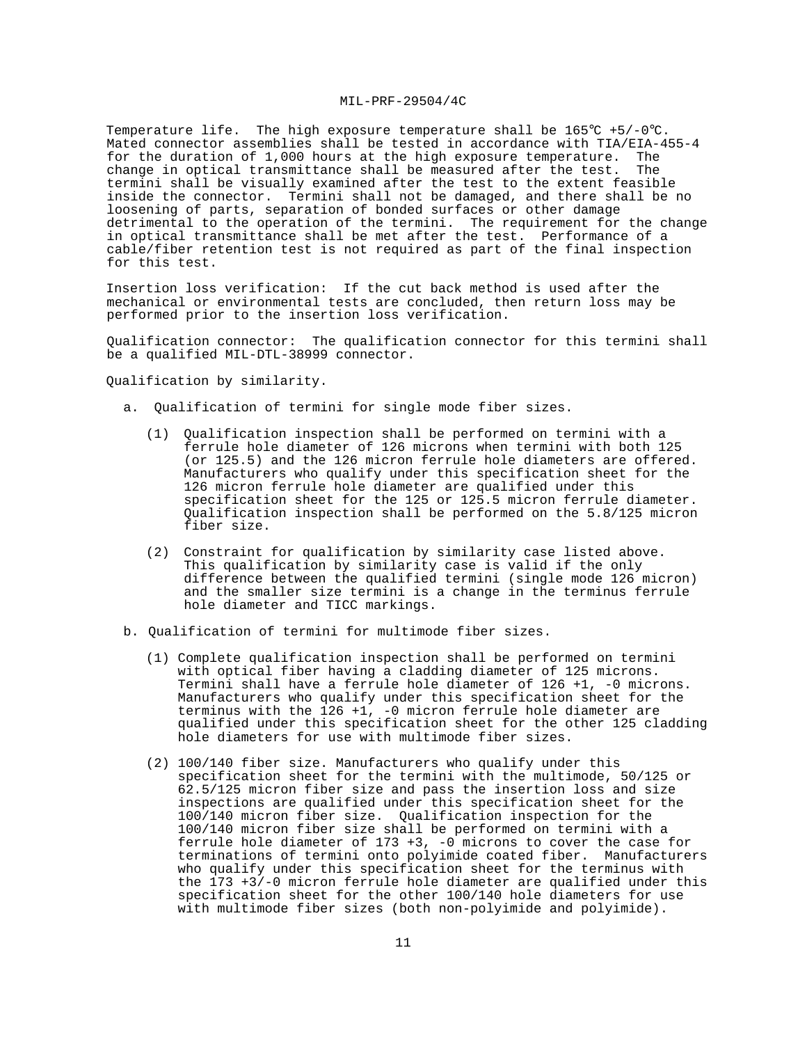Temperature life. The high exposure temperature shall be 165℃ +5/-0℃. Mated connector assemblies shall be tested in accordance with TIA/EIA-455-4 for the duration of 1,000 hours at the high exposure temperature. The change in optical transmittance shall be measured after the test. The termini shall be visually examined after the test to the extent feasible inside the connector. Termini shall not be damaged, and there shall be no loosening of parts, separation of bonded surfaces or other damage detrimental to the operation of the termini. The requirement for the change in optical transmittance shall be met after the test. Performance of a cable/fiber retention test is not required as part of the final inspection for this test.

Insertion loss verification: If the cut back method is used after the mechanical or environmental tests are concluded, then return loss may be performed prior to the insertion loss verification.

Qualification connector: The qualification connector for this termini shall be a qualified MIL-DTL-38999 connector.

Qualification by similarity.

a. Qualification of termini for single mode fiber sizes.

   (1) Qualification inspection shall be performed on termini with a ferrule hole diameter of 126 microns when termini with both 125 (or 125.5) and the 126 micron ferrule hole diameters are offered. Manufacturers who qualify under this specification sheet for the 126 micron ferrule hole diameter are qualified under this specification sheet for the 125 or 125.5 micron ferrule diameter. Qualification inspection shall be performed on the 5.8/125 micron fiber size.

   (2) Constraint for qualification by similarity case listed above. This qualification by similarity case is valid if the only difference between the qualified termini (single mode 126 micron) and the smaller size termini is a change in the terminus ferrule hole diameter and TICC markings.

b. Qualification of termini for multimode fiber sizes.

   (1) Complete qualification inspection shall be performed on termini with optical fiber having a cladding diameter of 125 microns. Termini shall have a ferrule hole diameter of 126 +1, -0 microns. Manufacturers who qualify under this specification sheet for the terminus with the 126 +1, -0 micron ferrule hole diameter are qualified under this specification sheet for the other 125 cladding hole diameters for use with multimode fiber sizes.

   (2) 100/140 fiber size. Manufacturers who qualify under this specification sheet for the termini with the multimode, 50/125 or 62.5/125 micron fiber size and pass the insertion loss and size inspections are qualified under this specification sheet for the 100/140 micron fiber size. Qualification inspection for the 100/140 micron fiber size shall be performed on termini with a ferrule hole diameter of 173 +3, -0 microns to cover the case for terminations of termini onto polyimide coated fiber. Manufacturers who qualify under this specification sheet for the terminus with the 173 +3/-0 micron ferrule hole diameter are qualified under this specification sheet for the other 100/140 hole diameters for use with multimode fiber sizes (both non-polyimide and polyimide).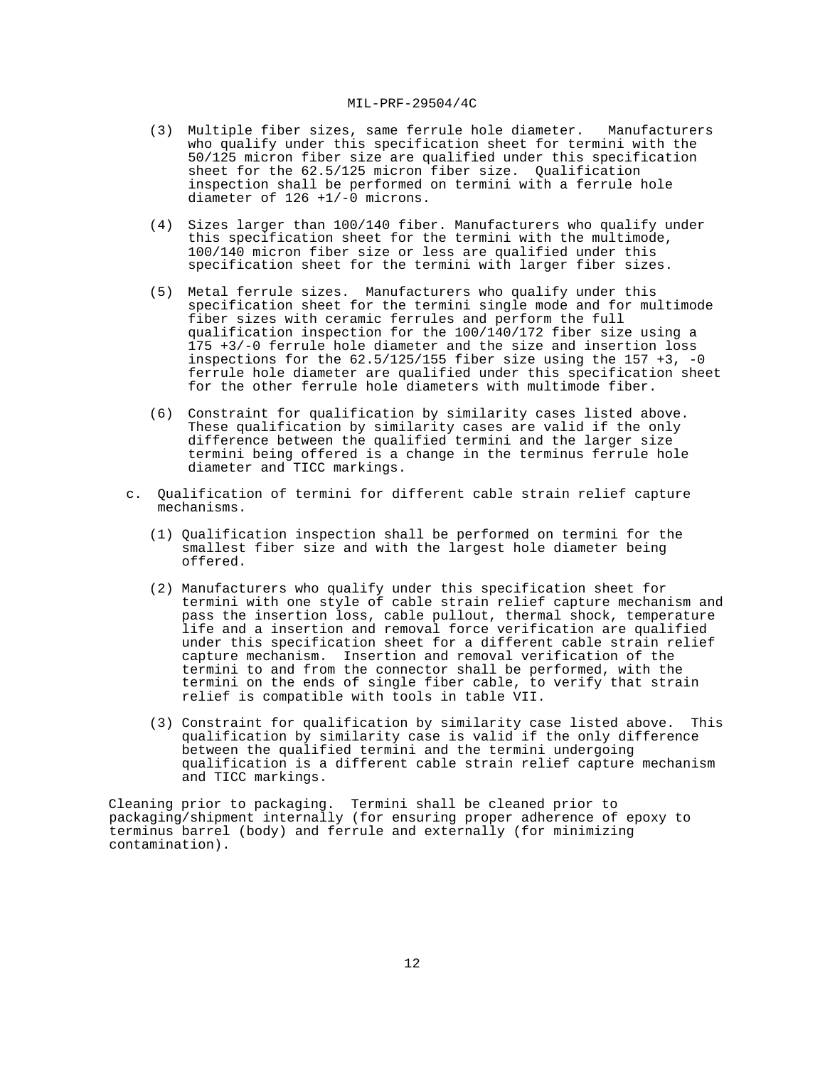(3) Multiple fiber sizes, same ferrule hole diameter. Manufacturers who qualify under this specification sheet for termini with the 50/125 micron fiber size are qualified under this specification sheet for the 62.5/125 micron fiber size. Qualification inspection shall be performed on termini with a ferrule hole diameter of 126 +1/-0 microns.

(4) Sizes larger than 100/140 fiber. Manufacturers who qualify under this specification sheet for the termini with the multimode, 100/140 micron fiber size or less are qualified under this specification sheet for the termini with larger fiber sizes.

(5) Metal ferrule sizes. Manufacturers who qualify under this specification sheet for the termini single mode and for multimode fiber sizes with ceramic ferrules and perform the full qualification inspection for the 100/140/172 fiber size using a 175 +3/-0 ferrule hole diameter and the size and insertion loss inspections for the 62.5/125/155 fiber size using the 157 +3, -0 ferrule hole diameter are qualified under this specification sheet for the other ferrule hole diameters with multimode fiber.

(6) Constraint for qualification by similarity cases listed above. These qualification by similarity cases are valid if the only difference between the qualified termini and the larger size termini being offered is a change in the terminus ferrule hole diameter and TICC markings.

c. Qualification of termini for different cable strain relief capture mechanisms.

(1) Qualification inspection shall be performed on termini for the smallest fiber size and with the largest hole diameter being offered.

(2) Manufacturers who qualify under this specification sheet for termini with one style of cable strain relief capture mechanism and pass the insertion loss, cable pullout, thermal shock, temperature life and a insertion and removal force verification are qualified under this specification sheet for a different cable strain relief capture mechanism. Insertion and removal verification of the termini to and from the connector shall be performed, with the termini on the ends of single fiber cable, to verify that strain relief is compatible with tools in table VII.

(3) Constraint for qualification by similarity case listed above. This qualification by similarity case is valid if the only difference between the qualified termini and the termini undergoing qualification is a different cable strain relief capture mechanism and TICC markings.

Cleaning prior to packaging. Termini shall be cleaned prior to packaging/shipment internally (for ensuring proper adherence of epoxy to terminus barrel (body) and ferrule and externally (for minimizing contamination).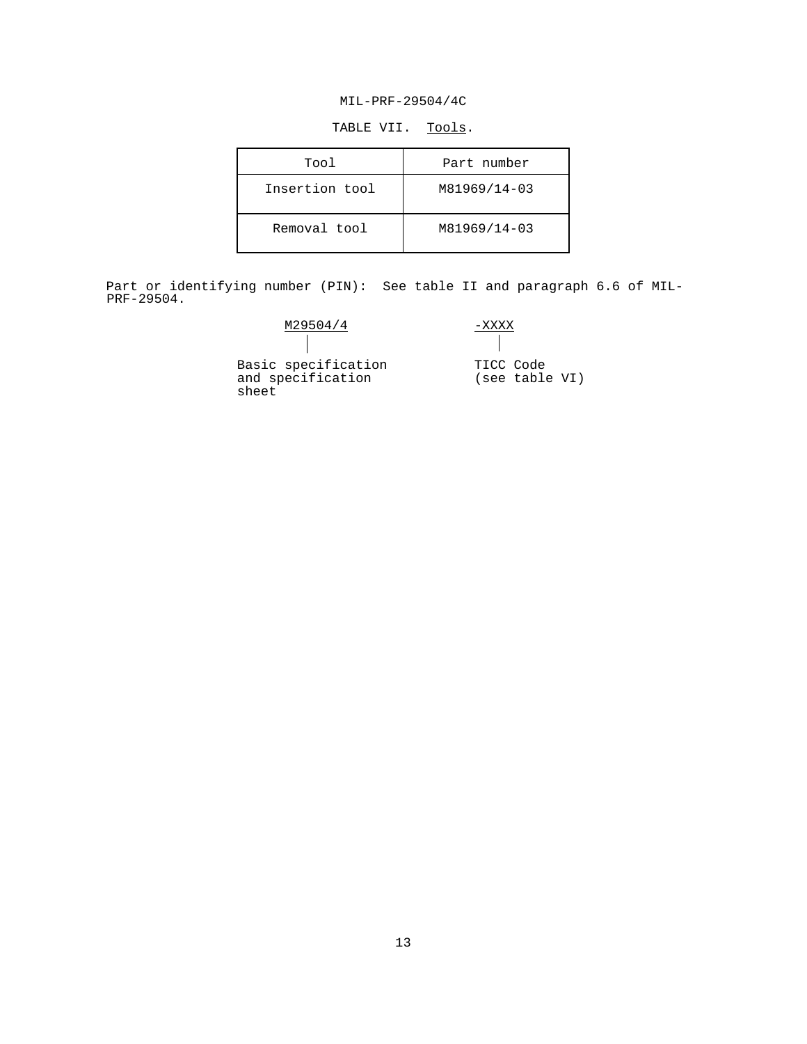TABLE VII. Tools.

| Tool | Part number |
|---|---|
| Insertion tool | M81969/14-03 |
| Removal tool | M81969/14-03 |

Part or identifying number (PIN): See table II and paragraph 6.6 of MIL-PRF-29504.

```
M29504/4                       -XXXX
   |                             |
Basic specification          TICC Code
and specification            (see table VI)
sheet
```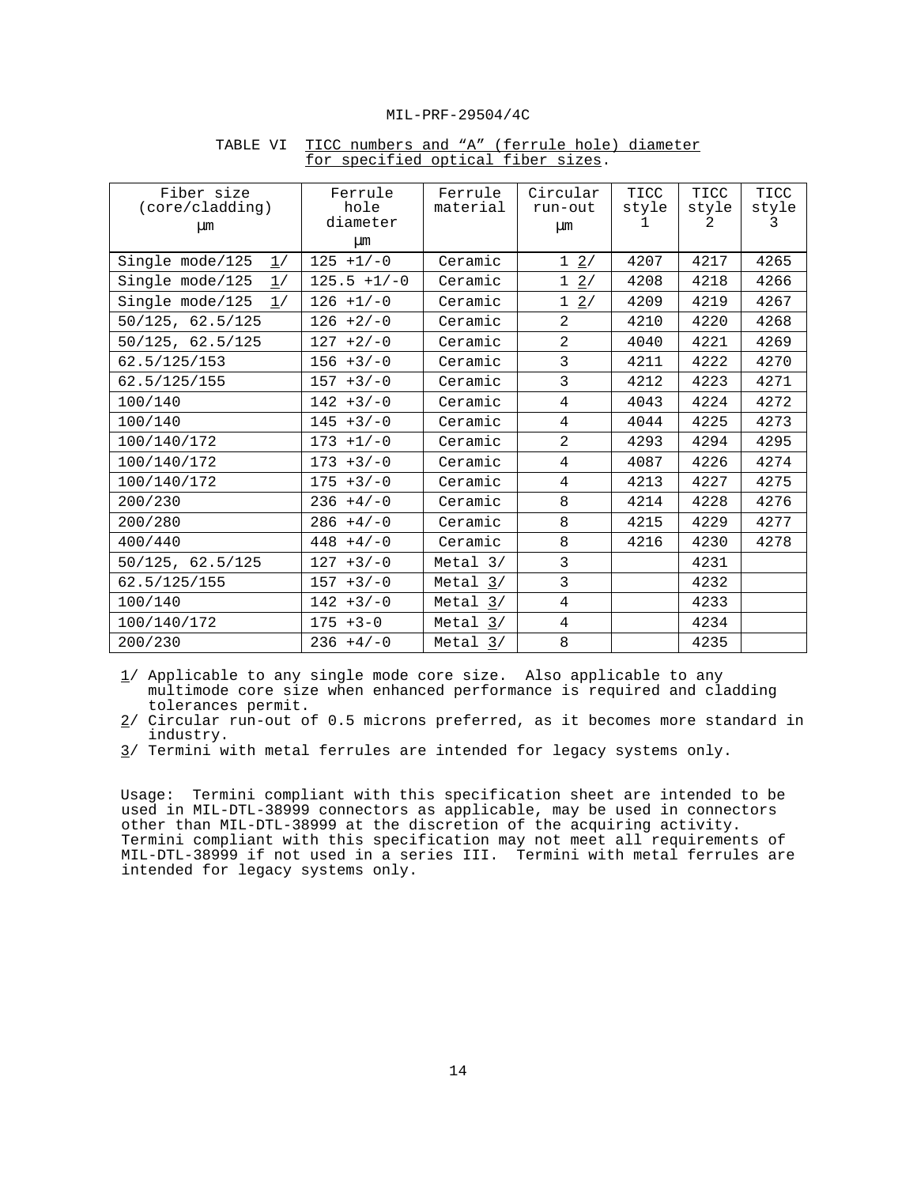TABLE VI TICC numbers and "A" (ferrule hole) diameter for specified optical fiber sizes.

| Fiber size (core/cladding) µm | Ferrule hole diameter µm | Ferrule material | Circular run-out µm | TICC style 1 | TICC style 2 | TICC style 3 |
|---|---|---|---|---|---|---|
| Single mode/125 1/ | 125 +1/-0 | Ceramic | 1 2/ | 4207 | 4217 | 4265 |
| Single mode/125 1/ | 125.5 +1/-0 | Ceramic | 1 2/ | 4208 | 4218 | 4266 |
| Single mode/125 1/ | 126 +1/-0 | Ceramic | 1 2/ | 4209 | 4219 | 4267 |
| 50/125, 62.5/125 | 126 +2/-0 | Ceramic | 2 | 4210 | 4220 | 4268 |
| 50/125, 62.5/125 | 127 +2/-0 | Ceramic | 2 | 4040 | 4221 | 4269 |
| 62.5/125/153 | 156 +3/-0 | Ceramic | 3 | 4211 | 4222 | 4270 |
| 62.5/125/155 | 157 +3/-0 | Ceramic | 3 | 4212 | 4223 | 4271 |
| 100/140 | 142 +3/-0 | Ceramic | 4 | 4043 | 4224 | 4272 |
| 100/140 | 145 +3/-0 | Ceramic | 4 | 4044 | 4225 | 4273 |
| 100/140/172 | 173 +1/-0 | Ceramic | 2 | 4293 | 4294 | 4295 |
| 100/140/172 | 173 +3/-0 | Ceramic | 4 | 4087 | 4226 | 4274 |
| 100/140/172 | 175 +3/-0 | Ceramic | 4 | 4213 | 4227 | 4275 |
| 200/230 | 236 +4/-0 | Ceramic | 8 | 4214 | 4228 | 4276 |
| 200/280 | 286 +4/-0 | Ceramic | 8 | 4215 | 4229 | 4277 |
| 400/440 | 448 +4/-0 | Ceramic | 8 | 4216 | 4230 | 4278 |
| 50/125, 62.5/125 | 127 +3/-0 | Metal 3/ | 3 | | 4231 | |
| 62.5/125/155 | 157 +3/-0 | Metal 3/ | 3 | | 4232 | |
| 100/140 | 142 +3/-0 | Metal 3/ | 4 | | 4233 | |
| 100/140/172 | 175 +3-0 | Metal 3/ | 4 | | 4234 | |
| 200/230 | 236 +4/-0 | Metal 3/ | 8 | | 4235 | |

1/ Applicable to any single mode core size. Also applicable to any multimode core size when enhanced performance is required and cladding tolerances permit.

2/ Circular run-out of 0.5 microns preferred, as it becomes more standard in industry.

3/ Termini with metal ferrules are intended for legacy systems only.

Usage: Termini compliant with this specification sheet are intended to be used in MIL-DTL-38999 connectors as applicable, may be used in connectors other than MIL-DTL-38999 at the discretion of the acquiring activity. Termini compliant with this specification may not meet all requirements of MIL-DTL-38999 if not used in a series III. Termini with metal ferrules are intended for legacy systems only.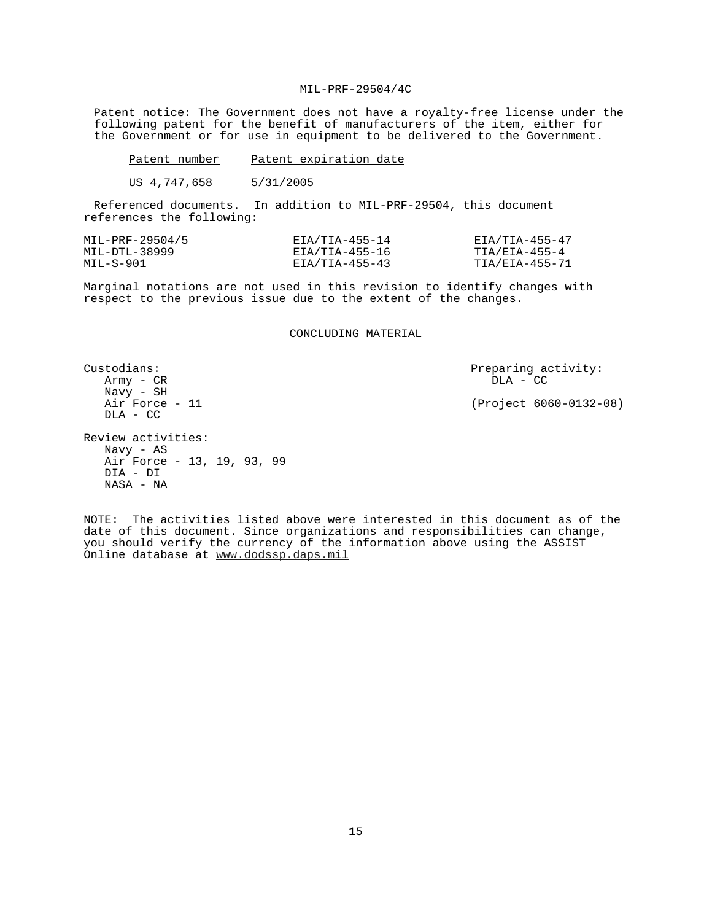Patent notice: The Government does not have a royalty-free license under the following patent for the benefit of manufacturers of the item, either for the Government or for use in equipment to be delivered to the Government.

| Patent number | Patent expiration date |
| --- | --- |
| US 4,747,658 | 5/31/2005 |

Referenced documents. In addition to MIL-PRF-29504, this document references the following:

| | | |
| --- | --- | --- |
| MIL-PRF-29504/5 | EIA/TIA-455-14 | EIA/TIA-455-47 |
| MIL-DTL-38999 | EIA/TIA-455-16 | TIA/EIA-455-4 |
| MIL-S-901 | EIA/TIA-455-43 | TIA/EIA-455-71 |

Marginal notations are not used in this revision to identify changes with respect to the previous issue due to the extent of the changes.

## CONCLUDING MATERIAL

Custodians:
- Army - CR
- Navy - SH
- Air Force - 11
- DLA - CC

Preparing activity:
- DLA - CC

(Project 6060-0132-08)

Review activities:
- Navy - AS
- Air Force - 13, 19, 93, 99
- DIA - DI
- NASA - NA

NOTE: The activities listed above were interested in this document as of the date of this document. Since organizations and responsibilities can change, you should verify the currency of the information above using the ASSIST Online database at www.dodssp.daps.mil